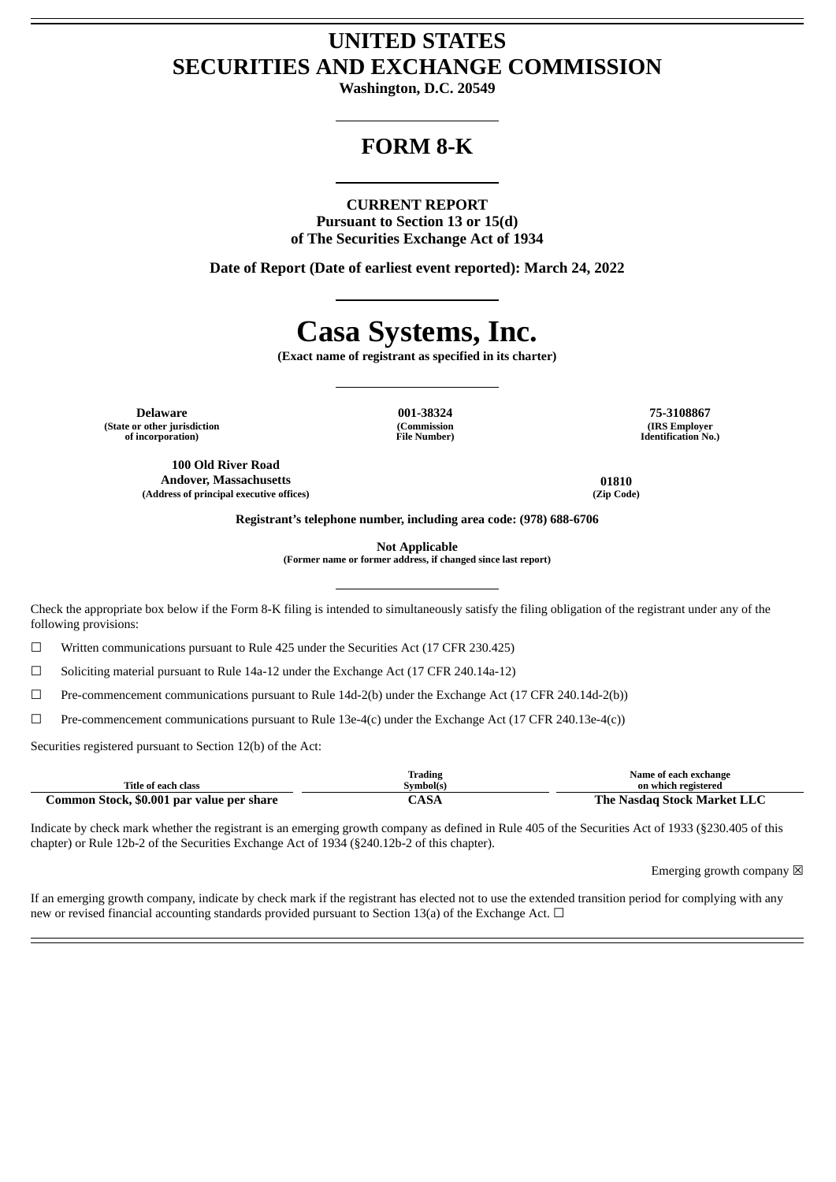# UNITED STATES
# SECURITIES AND EXCHANGE COMMISSION

**Washington, D.C. 20549**

---

# FORM 8-K

---

**CURRENT REPORT**
**Pursuant to Section 13 or 15(d)**
**of The Securities Exchange Act of 1934**

**Date of Report (Date of earliest event reported): March 24, 2022**

---

# Casa Systems, Inc.

**(Exact name of registrant as specified in its charter)**

---

| **Delaware** | **001-38324** | **75-3108867** |
|---|---|---|
| (State or other jurisdiction of incorporation) | (Commission File Number) | (IRS Employer Identification No.) |

| **100 Old River Road Andover, Massachusetts** | **01810** |
|---|---|
| (Address of principal executive offices) | (Zip Code) |

**Registrant's telephone number, including area code: (978) 688-6706**

**Not Applicable**
**(Former name or former address, if changed since last report)**

---

Check the appropriate box below if the Form 8-K filing is intended to simultaneously satisfy the filing obligation of the registrant under any of the following provisions:

☐ Written communications pursuant to Rule 425 under the Securities Act (17 CFR 230.425)

☐ Soliciting material pursuant to Rule 14a-12 under the Exchange Act (17 CFR 240.14a-12)

☐ Pre-commencement communications pursuant to Rule 14d-2(b) under the Exchange Act (17 CFR 240.14d-2(b))

☐ Pre-commencement communications pursuant to Rule 13e-4(c) under the Exchange Act (17 CFR 240.13e-4(c))

Securities registered pursuant to Section 12(b) of the Act:

| Title of each class | Trading Symbol(s) | Name of each exchange on which registered |
|---|---|---|
| **Common Stock, $0.001 par value per share** | **CASA** | **The Nasdaq Stock Market LLC** |

Indicate by check mark whether the registrant is an emerging growth company as defined in Rule 405 of the Securities Act of 1933 (§230.405 of this chapter) or Rule 12b-2 of the Securities Exchange Act of 1934 (§240.12b-2 of this chapter).

Emerging growth company ☒

If an emerging growth company, indicate by check mark if the registrant has elected not to use the extended transition period for complying with any new or revised financial accounting standards provided pursuant to Section 13(a) of the Exchange Act. ☐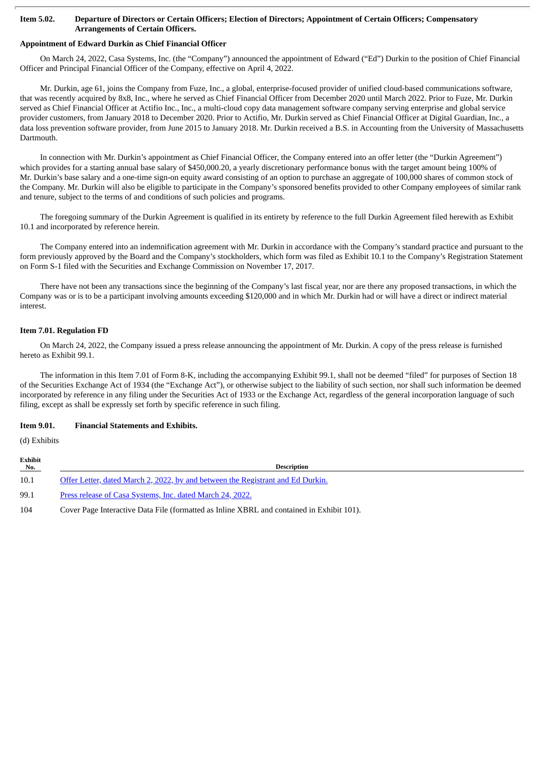**Item 5.02. Departure of Directors or Certain Officers; Election of Directors; Appointment of Certain Officers; Compensatory Arrangements of Certain Officers.**

**Appointment of Edward Durkin as Chief Financial Officer**

On March 24, 2022, Casa Systems, Inc. (the "Company") announced the appointment of Edward ("Ed") Durkin to the position of Chief Financial Officer and Principal Financial Officer of the Company, effective on April 4, 2022.

Mr. Durkin, age 61, joins the Company from Fuze, Inc., a global, enterprise-focused provider of unified cloud-based communications software, that was recently acquired by 8x8, Inc., where he served as Chief Financial Officer from December 2020 until March 2022. Prior to Fuze, Mr. Durkin served as Chief Financial Officer at Actifio Inc., Inc., a multi-cloud copy data management software company serving enterprise and global service provider customers, from January 2018 to December 2020. Prior to Actifio, Mr. Durkin served as Chief Financial Officer at Digital Guardian, Inc., a data loss prevention software provider, from June 2015 to January 2018. Mr. Durkin received a B.S. in Accounting from the University of Massachusetts Dartmouth.

In connection with Mr. Durkin's appointment as Chief Financial Officer, the Company entered into an offer letter (the "Durkin Agreement") which provides for a starting annual base salary of $450,000.20, a yearly discretionary performance bonus with the target amount being 100% of Mr. Durkin's base salary and a one-time sign-on equity award consisting of an option to purchase an aggregate of 100,000 shares of common stock of the Company. Mr. Durkin will also be eligible to participate in the Company's sponsored benefits provided to other Company employees of similar rank and tenure, subject to the terms of and conditions of such policies and programs.

The foregoing summary of the Durkin Agreement is qualified in its entirety by reference to the full Durkin Agreement filed herewith as Exhibit 10.1 and incorporated by reference herein.

The Company entered into an indemnification agreement with Mr. Durkin in accordance with the Company's standard practice and pursuant to the form previously approved by the Board and the Company's stockholders, which form was filed as Exhibit 10.1 to the Company's Registration Statement on Form S-1 filed with the Securities and Exchange Commission on November 17, 2017.

There have not been any transactions since the beginning of the Company's last fiscal year, nor are there any proposed transactions, in which the Company was or is to be a participant involving amounts exceeding $120,000 and in which Mr. Durkin had or will have a direct or indirect material interest.

**Item 7.01. Regulation FD**

On March 24, 2022, the Company issued a press release announcing the appointment of Mr. Durkin. A copy of the press release is furnished hereto as Exhibit 99.1.

The information in this Item 7.01 of Form 8-K, including the accompanying Exhibit 99.1, shall not be deemed "filed" for purposes of Section 18 of the Securities Exchange Act of 1934 (the "Exchange Act"), or otherwise subject to the liability of such section, nor shall such information be deemed incorporated by reference in any filing under the Securities Act of 1933 or the Exchange Act, regardless of the general incorporation language of such filing, except as shall be expressly set forth by specific reference in such filing.

**Item 9.01. Financial Statements and Exhibits.**

(d) Exhibits

| Exhibit No. | Description |
|---|---|
| 10.1 | Offer Letter, dated March 2, 2022, by and between the Registrant and Ed Durkin. |
| 99.1 | Press release of Casa Systems, Inc. dated March 24, 2022. |
| 104 | Cover Page Interactive Data File (formatted as Inline XBRL and contained in Exhibit 101). |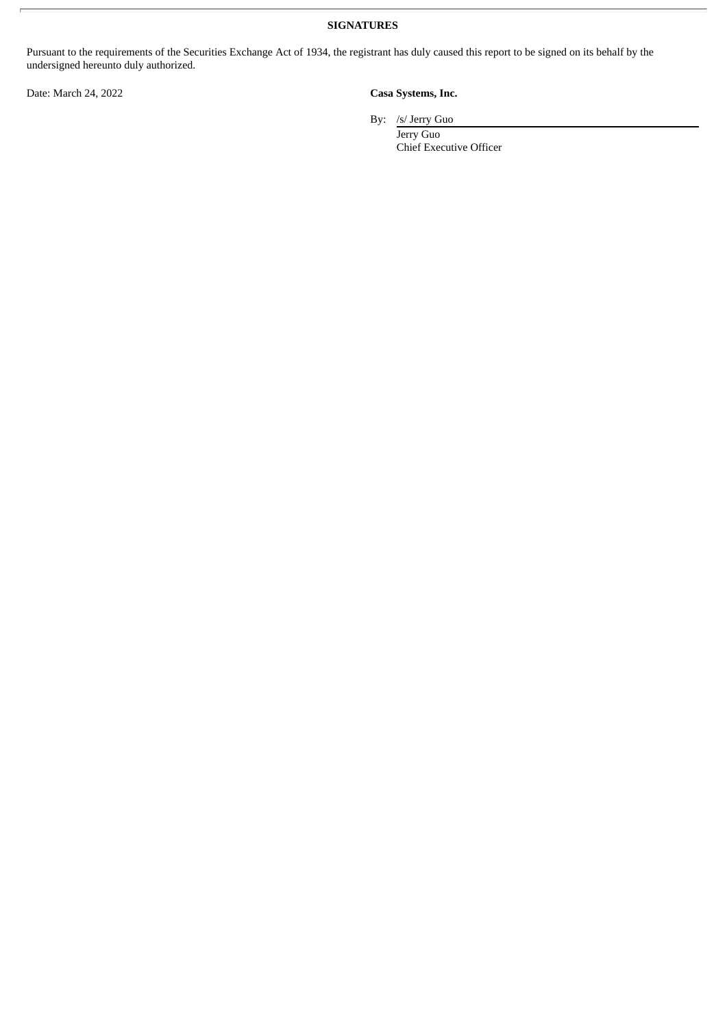## SIGNATURES

Pursuant to the requirements of the Securities Exchange Act of 1934, the registrant has duly caused this report to be signed on its behalf by the undersigned hereunto duly authorized.

Date: March 24, 2022

**Casa Systems, Inc.**

By: /s/ Jerry Guo
Jerry Guo
Chief Executive Officer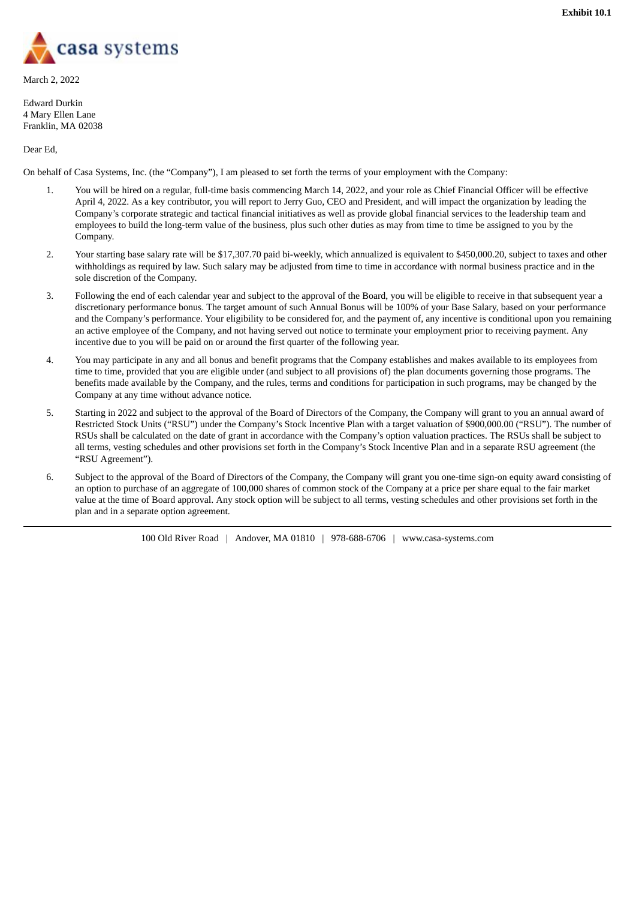Exhibit 10.1

March 2, 2022

Edward Durkin
4 Mary Ellen Lane
Franklin, MA 02038

Dear Ed,

On behalf of Casa Systems, Inc. (the "Company"), I am pleased to set forth the terms of your employment with the Company:

1. You will be hired on a regular, full-time basis commencing March 14, 2022, and your role as Chief Financial Officer will be effective April 4, 2022. As a key contributor, you will report to Jerry Guo, CEO and President, and will impact the organization by leading the Company's corporate strategic and tactical financial initiatives as well as provide global financial services to the leadership team and employees to build the long-term value of the business, plus such other duties as may from time to time be assigned to you by the Company.

2. Your starting base salary rate will be $17,307.70 paid bi-weekly, which annualized is equivalent to $450,000.20, subject to taxes and other withholdings as required by law. Such salary may be adjusted from time to time in accordance with normal business practice and in the sole discretion of the Company.

3. Following the end of each calendar year and subject to the approval of the Board, you will be eligible to receive in that subsequent year a discretionary performance bonus. The target amount of such Annual Bonus will be 100% of your Base Salary, based on your performance and the Company's performance. Your eligibility to be considered for, and the payment of, any incentive is conditional upon you remaining an active employee of the Company, and not having served out notice to terminate your employment prior to receiving payment. Any incentive due to you will be paid on or around the first quarter of the following year.

4. You may participate in any and all bonus and benefit programs that the Company establishes and makes available to its employees from time to time, provided that you are eligible under (and subject to all provisions of) the plan documents governing those programs. The benefits made available by the Company, and the rules, terms and conditions for participation in such programs, may be changed by the Company at any time without advance notice.

5. Starting in 2022 and subject to the approval of the Board of Directors of the Company, the Company will grant to you an annual award of Restricted Stock Units ("RSU") under the Company's Stock Incentive Plan with a target valuation of $900,000.00 ("RSU"). The number of RSUs shall be calculated on the date of grant in accordance with the Company's option valuation practices. The RSUs shall be subject to all terms, vesting schedules and other provisions set forth in the Company's Stock Incentive Plan and in a separate RSU agreement (the "RSU Agreement").

6. Subject to the approval of the Board of Directors of the Company, the Company will grant you one-time sign-on equity award consisting of an option to purchase of an aggregate of 100,000 shares of common stock of the Company at a price per share equal to the fair market value at the time of Board approval. Any stock option will be subject to all terms, vesting schedules and other provisions set forth in the plan and in a separate option agreement.

100 Old River Road | Andover, MA 01810 | 978-688-6706 | www.casa-systems.com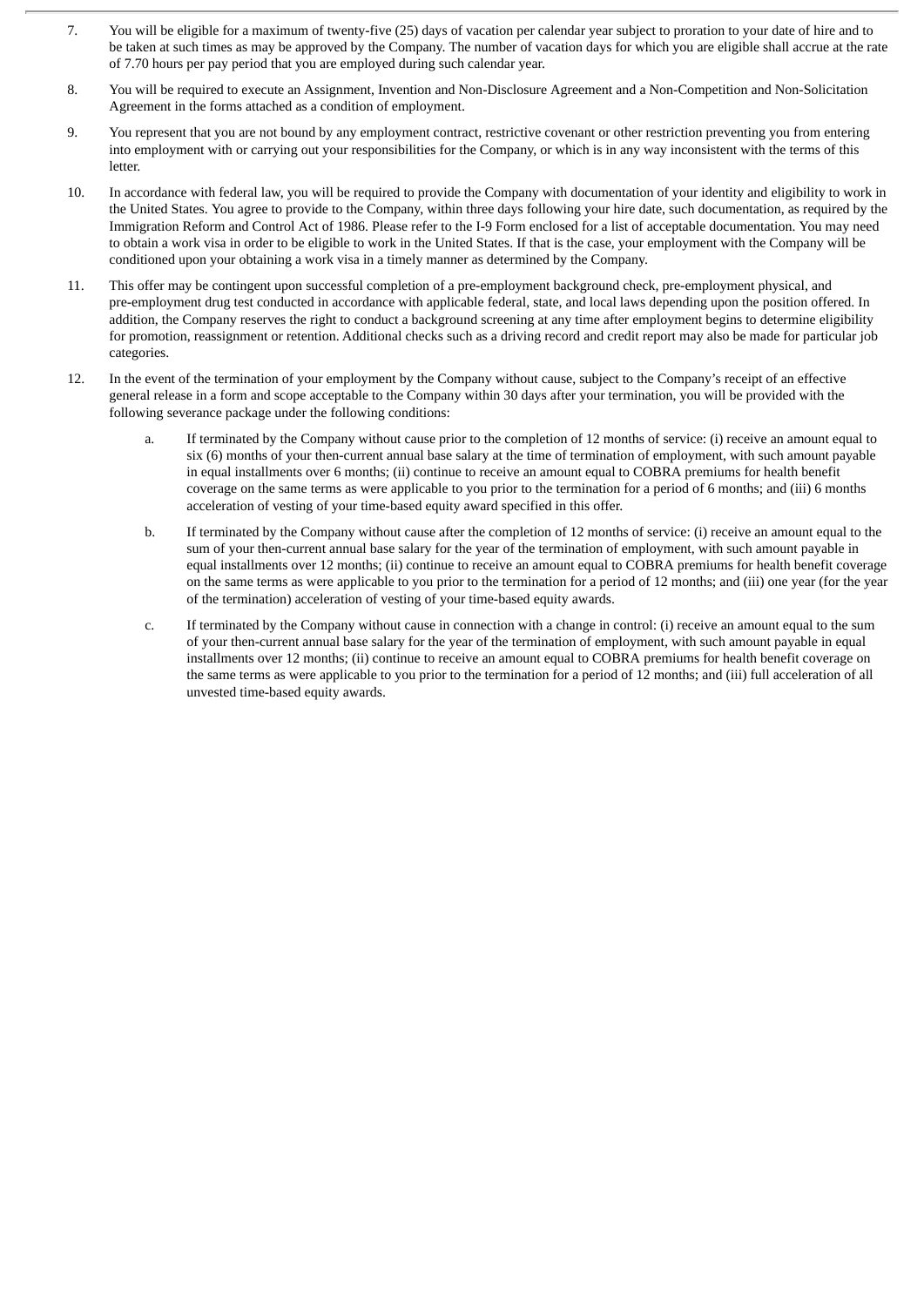7. You will be eligible for a maximum of twenty-five (25) days of vacation per calendar year subject to proration to your date of hire and to be taken at such times as may be approved by the Company. The number of vacation days for which you are eligible shall accrue at the rate of 7.70 hours per pay period that you are employed during such calendar year.

8. You will be required to execute an Assignment, Invention and Non-Disclosure Agreement and a Non-Competition and Non-Solicitation Agreement in the forms attached as a condition of employment.

9. You represent that you are not bound by any employment contract, restrictive covenant or other restriction preventing you from entering into employment with or carrying out your responsibilities for the Company, or which is in any way inconsistent with the terms of this letter.

10. In accordance with federal law, you will be required to provide the Company with documentation of your identity and eligibility to work in the United States. You agree to provide to the Company, within three days following your hire date, such documentation, as required by the Immigration Reform and Control Act of 1986. Please refer to the I-9 Form enclosed for a list of acceptable documentation. You may need to obtain a work visa in order to be eligible to work in the United States. If that is the case, your employment with the Company will be conditioned upon your obtaining a work visa in a timely manner as determined by the Company.

11. This offer may be contingent upon successful completion of a pre-employment background check, pre-employment physical, and pre-employment drug test conducted in accordance with applicable federal, state, and local laws depending upon the position offered. In addition, the Company reserves the right to conduct a background screening at any time after employment begins to determine eligibility for promotion, reassignment or retention. Additional checks such as a driving record and credit report may also be made for particular job categories.

12. In the event of the termination of your employment by the Company without cause, subject to the Company's receipt of an effective general release in a form and scope acceptable to the Company within 30 days after your termination, you will be provided with the following severance package under the following conditions:

    a. If terminated by the Company without cause prior to the completion of 12 months of service: (i) receive an amount equal to six (6) months of your then-current annual base salary at the time of termination of employment, with such amount payable in equal installments over 6 months; (ii) continue to receive an amount equal to COBRA premiums for health benefit coverage on the same terms as were applicable to you prior to the termination for a period of 6 months; and (iii) 6 months acceleration of vesting of your time-based equity award specified in this offer.

    b. If terminated by the Company without cause after the completion of 12 months of service: (i) receive an amount equal to the sum of your then-current annual base salary for the year of the termination of employment, with such amount payable in equal installments over 12 months; (ii) continue to receive an amount equal to COBRA premiums for health benefit coverage on the same terms as were applicable to you prior to the termination for a period of 12 months; and (iii) one year (for the year of the termination) acceleration of vesting of your time-based equity awards.

    c. If terminated by the Company without cause in connection with a change in control: (i) receive an amount equal to the sum of your then-current annual base salary for the year of the termination of employment, with such amount payable in equal installments over 12 months; (ii) continue to receive an amount equal to COBRA premiums for health benefit coverage on the same terms as were applicable to you prior to the termination for a period of 12 months; and (iii) full acceleration of all unvested time-based equity awards.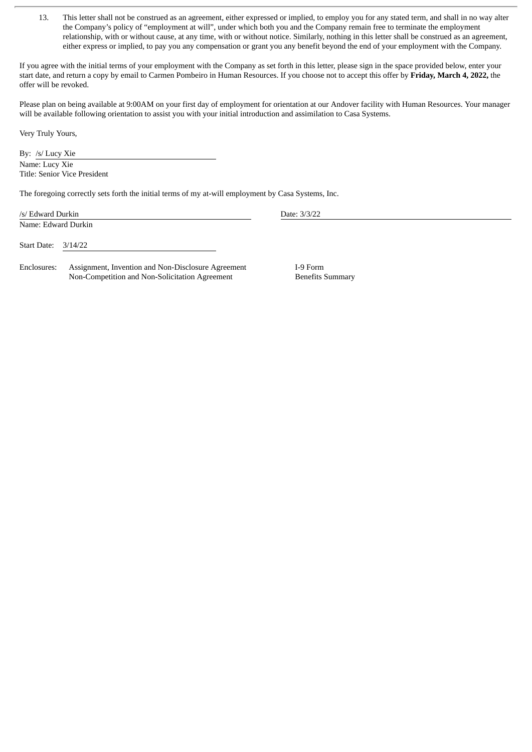13. This letter shall not be construed as an agreement, either expressed or implied, to employ you for any stated term, and shall in no way alter the Company's policy of "employment at will", under which both you and the Company remain free to terminate the employment relationship, with or without cause, at any time, with or without notice. Similarly, nothing in this letter shall be construed as an agreement, either express or implied, to pay you any compensation or grant you any benefit beyond the end of your employment with the Company.

If you agree with the initial terms of your employment with the Company as set forth in this letter, please sign in the space provided below, enter your start date, and return a copy by email to Carmen Pombeiro in Human Resources. If you choose not to accept this offer by **Friday, March 4, 2022,** the offer will be revoked.

Please plan on being available at 9:00AM on your first day of employment for orientation at our Andover facility with Human Resources. Your manager will be available following orientation to assist you with your initial introduction and assimilation to Casa Systems.

Very Truly Yours,

By: /s/ Lucy Xie
Name: Lucy Xie
Title: Senior Vice President

The foregoing correctly sets forth the initial terms of my at-will employment by Casa Systems, Inc.

/s/ Edward Durkin
Name: Edward Durkin

Date: 3/3/22

Start Date: 3/14/22

Enclosures: Assignment, Invention and Non-Disclosure Agreement
Non-Competition and Non-Solicitation Agreement
I-9 Form
Benefits Summary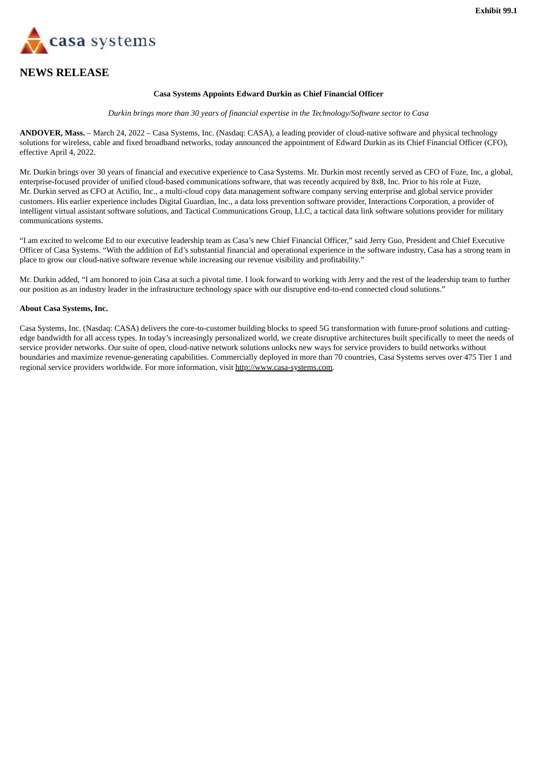Exhibit 99.1

casa systems

# NEWS RELEASE

**Casa Systems Appoints Edward Durkin as Chief Financial Officer**

*Durkin brings more than 30 years of financial expertise in the Technology/Software sector to Casa*

**ANDOVER, Mass.** – March 24, 2022 – Casa Systems, Inc. (Nasdaq: CASA), a leading provider of cloud-native software and physical technology solutions for wireless, cable and fixed broadband networks, today announced the appointment of Edward Durkin as its Chief Financial Officer (CFO), effective April 4, 2022.

Mr. Durkin brings over 30 years of financial and executive experience to Casa Systems. Mr. Durkin most recently served as CFO of Fuze, Inc, a global, enterprise-focused provider of unified cloud-based communications software, that was recently acquired by 8x8, Inc. Prior to his role at Fuze, Mr. Durkin served as CFO at Actifio, Inc., a multi-cloud copy data management software company serving enterprise and global service provider customers. His earlier experience includes Digital Guardian, Inc., a data loss prevention software provider, Interactions Corporation, a provider of intelligent virtual assistant software solutions, and Tactical Communications Group, LLC, a tactical data link software solutions provider for military communications systems.

"I am excited to welcome Ed to our executive leadership team as Casa's new Chief Financial Officer," said Jerry Guo, President and Chief Executive Officer of Casa Systems. "With the addition of Ed's substantial financial and operational experience in the software industry, Casa has a strong team in place to grow our cloud-native software revenue while increasing our revenue visibility and profitability."

Mr. Durkin added, "I am honored to join Casa at such a pivotal time. I look forward to working with Jerry and the rest of the leadership team to further our position as an industry leader in the infrastructure technology space with our disruptive end-to-end connected cloud solutions."

**About Casa Systems, Inc.**

Casa Systems, Inc. (Nasdaq: CASA) delivers the core-to-customer building blocks to speed 5G transformation with future-proof solutions and cutting-edge bandwidth for all access types. In today's increasingly personalized world, we create disruptive architectures built specifically to meet the needs of service provider networks. Our suite of open, cloud-native network solutions unlocks new ways for service providers to build networks without boundaries and maximize revenue-generating capabilities. Commercially deployed in more than 70 countries, Casa Systems serves over 475 Tier 1 and regional service providers worldwide. For more information, visit http://www.casa-systems.com.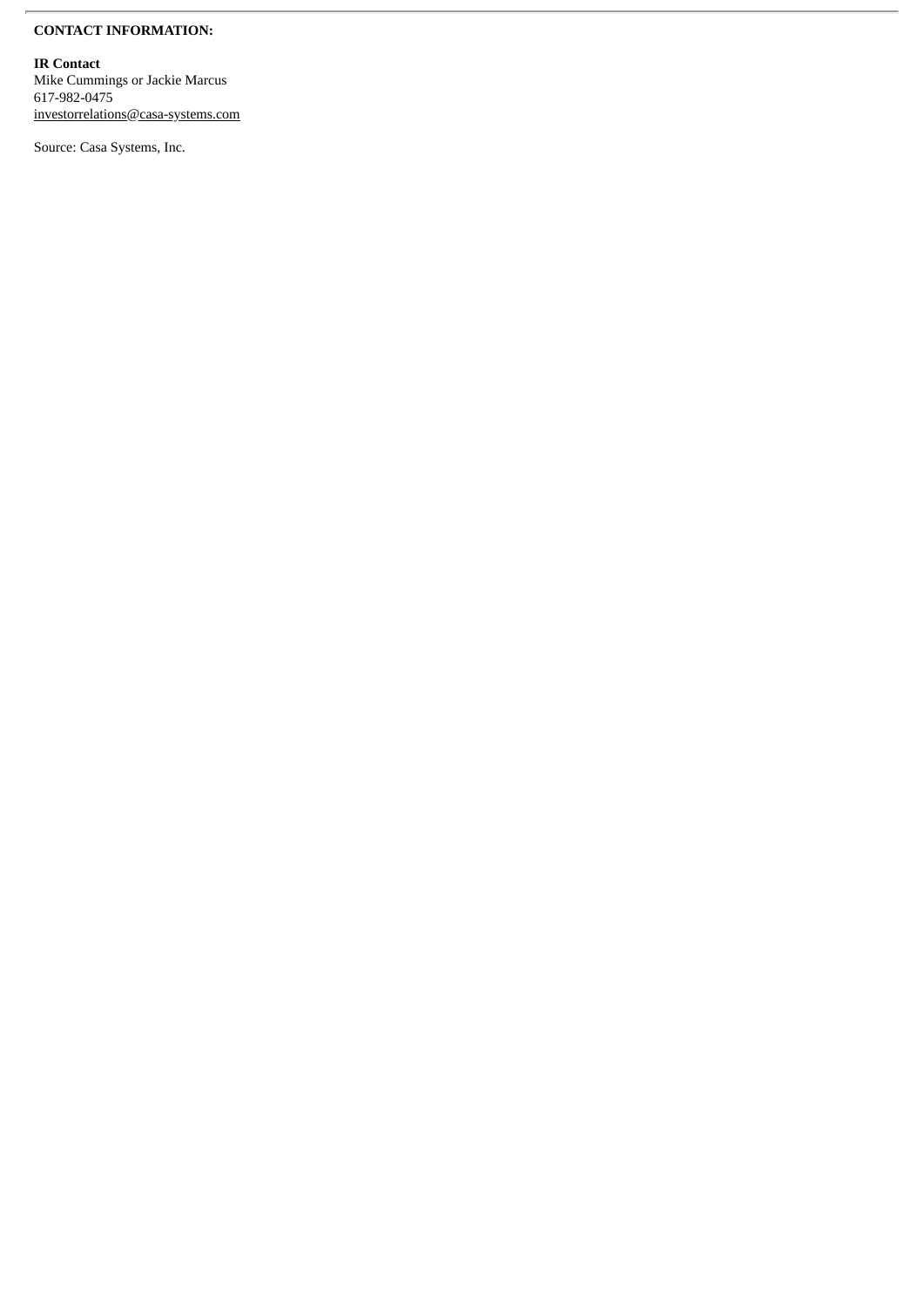**CONTACT INFORMATION:**

**IR Contact**
Mike Cummings or Jackie Marcus
617-982-0475
investorrelations@casa-systems.com

Source: Casa Systems, Inc.